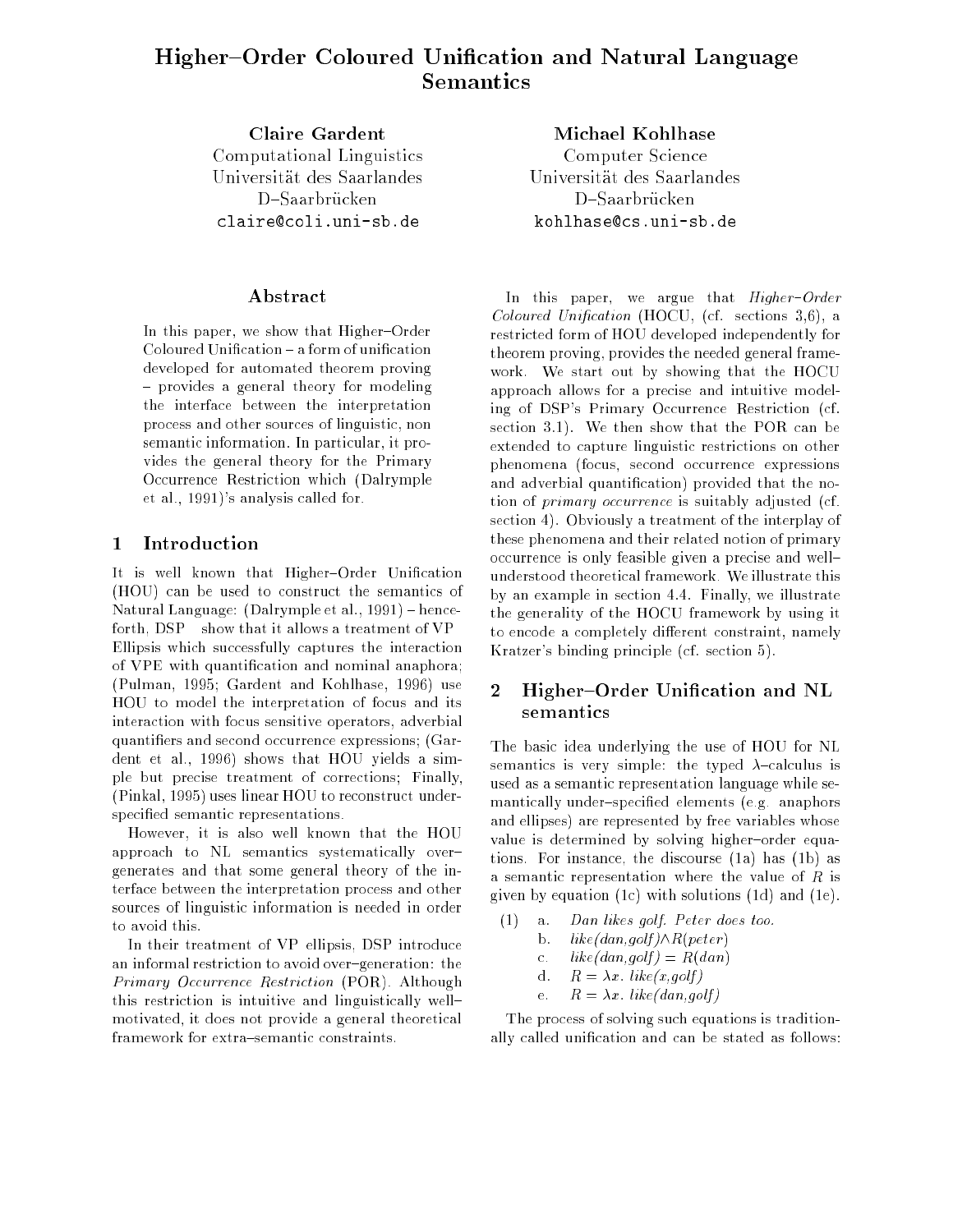# Higher–Order Coloured Unification and Natural Language Semantics

**Claire Gardent**
Computational Linguistics
Universität des Saarlandes
D–Saarbrücken
claire@coli.uni-sb.de

**Michael Kohlhase**
Computer Science
Universität des Saarlandes
D–Saarbrücken
kohlhase@cs.uni-sb.de

## Abstract

In this paper, we show that Higher–Order Coloured Unification – a form of unification developed for automated theorem proving – provides a general theory for modeling the interface between the interpretation process and other sources of linguistic, non semantic information. In particular, it provides the general theory for the Primary Occurrence Restriction which (Dalrymple et al., 1991)'s analysis called for.

## 1 Introduction

It is well known that Higher–Order Unification (HOU) can be used to construct the semantics of Natural Language: (Dalrymple et al., 1991) – henceforth, DSP – show that it allows a treatment of VP Ellipsis which successfully captures the interaction of VPE with quantification and nominal anaphora; (Pulman, 1995; Gardent and Kohlhase, 1996) use HOU to model the interpretation of focus and its interaction with focus sensitive operators, adverbial quantifiers and second occurrence expressions; (Gardent et al., 1996) shows that HOU yields a simple but precise treatment of corrections; Finally, (Pinkal, 1995) uses linear HOU to reconstruct underspecified semantic representations.

However, it is also well known that the HOU approach to NL semantics systematically over–generates and that some general theory of the interface between the interpretation process and other sources of linguistic information is needed in order to avoid this.

In their treatment of VP ellipsis, DSP introduce an informal restriction to avoid over–generation: the *Primary Occurrence Restriction* (POR). Although this restriction is intuitive and linguistically well–motivated, it does not provide a general theoretical framework for extra–semantic constraints.

In this paper, we argue that *Higher–Order Coloured Unification* (HOCU, (cf. sections 3,6), a restricted form of HOU developed independently for theorem proving, provides the needed general framework. We start out by showing that the HOCU approach allows for a precise and intuitive modeling of DSP's Primary Occurrence Restriction (cf. section 3.1). We then show that the POR can be extended to capture linguistic restrictions on other phenomena (focus, second occurrence expressions and adverbial quantification) provided that the notion of *primary occurrence* is suitably adjusted (cf. section 4). Obviously a treatment of the interplay of these phenomena and their related notion of primary occurrence is only feasible given a precise and well–understood theoretical framework. We illustrate this by an example in section 4.4. Finally, we illustrate the generality of the HOCU framework by using it to encode a completely different constraint, namely Kratzer's binding principle (cf. section 5).

## 2 Higher–Order Unification and NL semantics

The basic idea underlying the use of HOU for NL semantics is very simple: the typed $\lambda$–calculus is used as a semantic representation language while semantically under–specified elements (e.g. anaphors and ellipses) are represented by free variables whose value is determined by solving higher–order equations. For instance, the discourse (1a) has (1b) as a semantic representation where the value of $R$ is given by equation (1c) with solutions (1d) and (1e).

(1) a. *Dan likes golf. Peter does too.*
b. $like(dan,golf) \wedge R(peter)$
c. $like(dan,golf) = R(dan)$
d. $R = \lambda x.\ like(x,golf)$
e. $R = \lambda x.\ like(dan,golf)$

The process of solving such equations is traditionally called unification and can be stated as follows: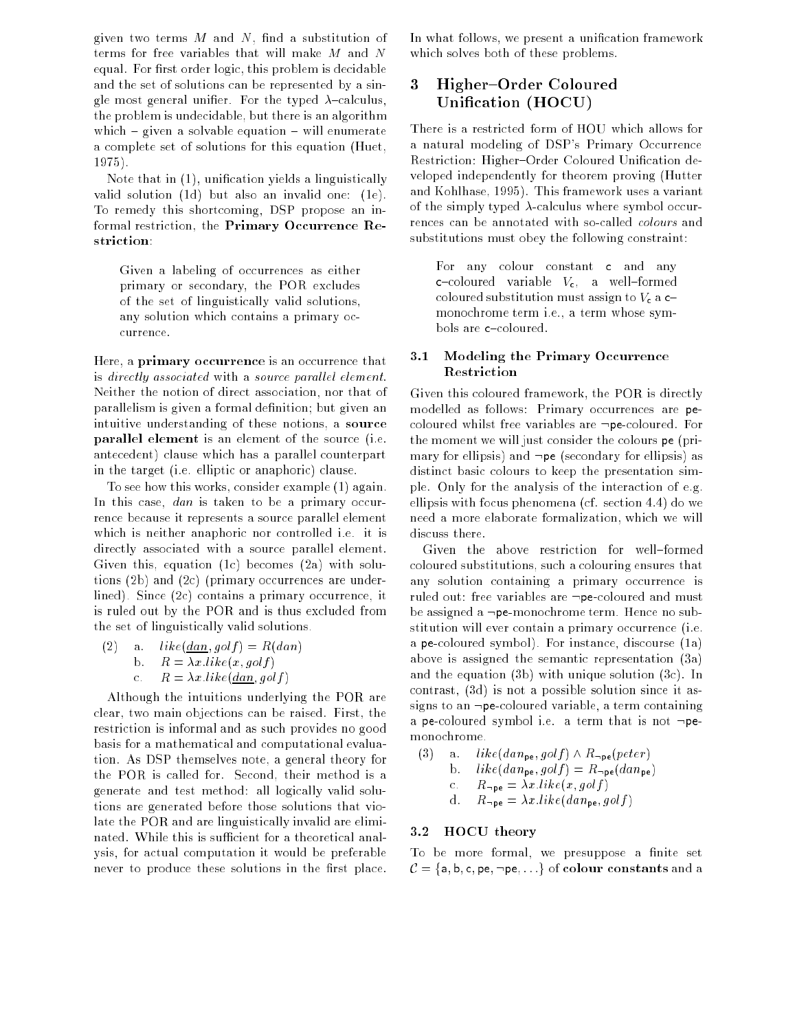given two terms $M$ and $N$, find a substitution of terms for free variables that will make $M$ and $N$ equal. For first order logic, this problem is decidable and the set of solutions can be represented by a single most general unifier. For the typed $\lambda$–calculus, the problem is undecidable, but there is an algorithm which – given a solvable equation – will enumerate a complete set of solutions for this equation (Huet, 1975).

Note that in (1), unification yields a linguistically valid solution (1d) but also an invalid one: (1e). To remedy this shortcoming, DSP propose an informal restriction, the **Primary Occurrence Restriction**:

> Given a labeling of occurrences as either primary or secondary, the POR excludes of the set of linguistically valid solutions, any solution which contains a primary occurrence.

Here, a **primary occurrence** is an occurrence that is *directly associated* with a *source parallel element*. Neither the notion of direct association, nor that of parallelism is given a formal definition; but given an intuitive understanding of these notions, a **source parallel element** is an element of the source (i.e. antecedent) clause which has a parallel counterpart in the target (i.e. elliptic or anaphoric) clause.

To see how this works, consider example (1) again. In this case, *dan* is taken to be a primary occurrence because it represents a source parallel element which is neither anaphoric nor controlled i.e. it is directly associated with a source parallel element. Given this, equation (1c) becomes (2a) with solutions (2b) and (2c) (primary occurrences are underlined). Since (2c) contains a primary occurrence, it is ruled out by the POR and is thus excluded from the set of linguistically valid solutions.

(2) a. $like(\underline{dan}, golf) = R(dan)$
b. $R = \lambda x.like(x, golf)$
c. $R = \lambda x.like(\underline{dan}, golf)$

Although the intuitions underlying the POR are clear, two main objections can be raised. First, the restriction is informal and as such provides no good basis for a mathematical and computational evaluation. As DSP themselves note, a general theory for the POR is called for. Second, their method is a generate and test method: all logically valid solutions are generated before those solutions that violate the POR and are linguistically invalid are eliminated. While this is sufficient for a theoretical analysis, for actual computation it would be preferable never to produce these solutions in the first place. In what follows, we present a unification framework which solves both of these problems.

## 3 Higher–Order Coloured Unification (HOCU)

There is a restricted form of HOU which allows for a natural modeling of DSP's Primary Occurrence Restriction: Higher–Order Coloured Unification developed independently for theorem proving (Hutter and Kohlhase, 1995). This framework uses a variant of the simply typed $\lambda$-calculus where symbol occurrences can be annotated with so-called *colours* and substitutions must obey the following constraint:

> For any colour constant $\mathsf{c}$ and any $\mathsf{c}$–coloured variable $V_{\mathsf{c}}$, a well–formed coloured substitution must assign to $V_{\mathsf{c}}$ a $\mathsf{c}$–monochrome term i.e., a term whose symbols are $\mathsf{c}$–coloured.

### 3.1 Modeling the Primary Occurrence Restriction

Given this coloured framework, the POR is directly modelled as follows: Primary occurrences are $\mathsf{pe}$-coloured whilst free variables are $\neg\mathsf{pe}$-coloured. For the moment we will just consider the colours $\mathsf{pe}$ (primary for ellipsis) and $\neg\mathsf{pe}$ (secondary for ellipsis) as distinct basic colours to keep the presentation simple. Only for the analysis of the interaction of e.g. ellipsis with focus phenomena (cf. section 4.4) do we need a more elaborate formalization, which we will discuss there.

Given the above restriction for well–formed coloured substitutions, such a colouring ensures that any solution containing a primary occurrence is ruled out: free variables are $\neg\mathsf{pe}$-coloured and must be assigned a $\neg\mathsf{pe}$-monochrome term. Hence no substitution will ever contain a primary occurrence (i.e. a $\mathsf{pe}$-coloured symbol). For instance, discourse (1a) above is assigned the semantic representation (3a) and the equation (3b) with unique solution (3c). In contrast, (3d) is not a possible solution since it assigns to an $\neg\mathsf{pe}$-coloured variable, a term containing a $\mathsf{pe}$-coloured symbol i.e. a term that is not $\neg\mathsf{pe}$-monochrome.

(3) a. $like(dan_{\mathsf{pe}}, golf) \wedge R_{\neg\mathsf{pe}}(peter)$
b. $like(dan_{\mathsf{pe}}, golf) = R_{\neg\mathsf{pe}}(dan_{\mathsf{pe}})$
c. $R_{\neg\mathsf{pe}} = \lambda x.like(x, golf)$
d. $R_{\neg\mathsf{pe}} = \lambda x.like(dan_{\mathsf{pe}}, golf)$

### 3.2 HOCU theory

To be more formal, we presuppose a finite set $\mathcal{C} = \{\mathsf{a}, \mathsf{b}, \mathsf{c}, \mathsf{pe}, \neg\mathsf{pe}, \ldots\}$ of **colour constants** and a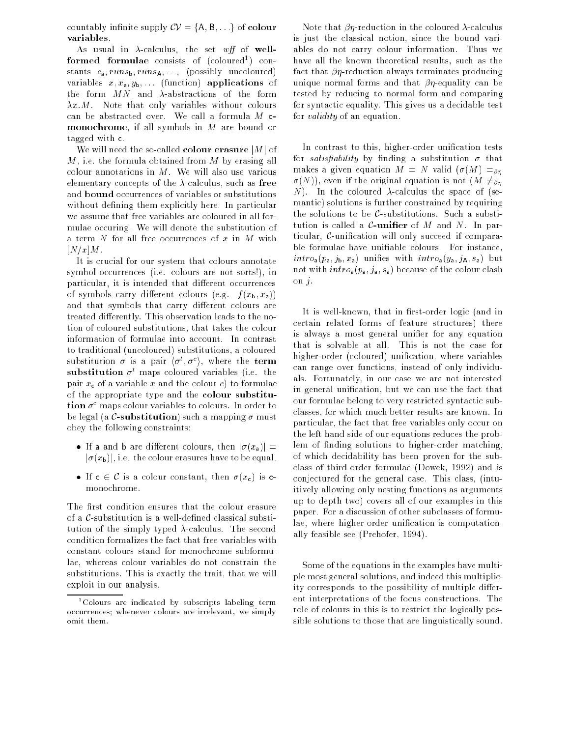countably infinite supply $\mathcal{CV} = \{\mathsf{A}, \mathsf{B}, \ldots\}$ of **colour variables**.

As usual in $\lambda$-calculus, the set *wff* of **well-formed formulae** consists of (coloured[1]) constants $c_{\mathsf{a}}, runs_{\mathsf{b}}, runs_{\mathsf{A}}, \ldots$, (possibly uncoloured) variables $x, x_{\mathsf{a}}, y_{\mathsf{b}}, \ldots$ (function) **applications** of the form $MN$ and $\lambda$-abstractions of the form $\lambda x.M$. Note that only variables without colours can be abstracted over. We call a formula $M$ **c-monochrome**, if all symbols in $M$ are bound or tagged with c.

We will need the so-called **colour erasure** $|M|$ of $M$, i.e. the formula obtained from $M$ by erasing all colour annotations in $M$. We will also use various elementary concepts of the $\lambda$-calculus, such as **free** and **bound** occurrences of variables or substitutions without defining them explicitly here. In particular we assume that free variables are coloured in all formulae occuring. We will denote the substitution of a term $N$ for all free occurrences of $x$ in $M$ with $[N/x]M$.

It is crucial for our system that colours annotate symbol occurrences (i.e. colours are not sorts!), in particular, it is intended that different occurrences of symbols carry different colours (e.g. $f(x_{\mathsf{b}}, x_{\mathsf{a}})$) and that symbols that carry different colours are treated differently. This observation leads to the notion of coloured substitutions, that takes the colour information of formulae into account. In contrast to traditional (uncoloured) substitutions, a coloured substitution $\sigma$ is a pair $\langle \sigma^t, \sigma^c \rangle$, where the **term substitution** $\sigma^t$ maps coloured variables (i.e. the pair $x_{\mathsf{c}}$ of a variable $x$ and the colour $c$) to formulae of the appropriate type and the **colour substitution** $\sigma^c$ maps colour variables to colours. In order to be legal (a $\mathcal{C}$**-substitution**) such a mapping $\sigma$ must obey the following constraints:

- If a and b are different colours, then $|\sigma(x_{\mathsf{a}})| = |\sigma(x_{\mathsf{b}})|$, i.e. the colour erasures have to be equal.
- If $\mathsf{c} \in \mathcal{C}$ is a colour constant, then $\sigma(x_{\mathsf{c}})$ is c-monochrome.

The first condition ensures that the colour erasure of a $\mathcal{C}$-substitution is a well-defined classical substitution of the simply typed $\lambda$-calculus. The second condition formalizes the fact that free variables with constant colours stand for monochrome subformulae, whereas colour variables do not constrain the substitutions. This is exactly the trait, that we will exploit in our analysis.

[1] Colours are indicated by subscripts labeling term occurrences; whenever colours are irrelevant, we simply omit them.

Note that $\beta\eta$-reduction in the coloured $\lambda$-calculus is just the classical notion, since the bound variables do not carry colour information. Thus we have all the known theoretical results, such as the fact that $\beta\eta$-reduction always terminates producing unique normal forms and that $\beta\eta$-equality can be tested by reducing to normal form and comparing for syntactic equality. This gives us a decidable test for *validity* of an equation.

In contrast to this, higher-order unification tests for *satisfiability* by finding a substitution $\sigma$ that makes a given equation $M = N$ valid ($\sigma(M) =_{\beta\eta} \sigma(N)$), even if the original equation is not ($M \neq_{\beta\eta} N$). In the coloured $\lambda$-calculus the space of (semantic) solutions is further constrained by requiring the solutions to be $\mathcal{C}$-substitutions. Such a substitution is called a $\mathcal{C}$**-unifier** of $M$ and $N$. In particular, $\mathcal{C}$-unification will only succeed if comparable formulae have unifiable colours. For instance, $intro_{\mathsf{a}}(p_{\mathsf{a}}, j_{\mathsf{b}}, x_{\mathsf{a}})$ unifies with $intro_{\mathsf{a}}(y_{\mathsf{a}}, j_{\mathsf{A}}, s_{\mathsf{a}})$ but not with $intro_{\mathsf{a}}(p_{\mathsf{a}}, j_{\mathsf{a}}, s_{\mathsf{a}})$ because of the colour clash on $j$.

It is well-known, that in first-order logic (and in certain related forms of feature structures) there is always a most general unifier for any equation that is solvable at all. This is not the case for higher-order (coloured) unification, where variables can range over functions, instead of only individuals. Fortunately, in our case we are not interested in general unification, but we can use the fact that our formulae belong to very restricted syntactic subclasses, for which much better results are known. In particular, the fact that free variables only occur on the left hand side of our equations reduces the problem of finding solutions to higher-order matching, of which decidability has been proven for the subclass of third-order formulae (Dowek, 1992) and is conjectured for the general case. This class, (intuitively allowing only nesting functions as arguments up to depth two) covers all of our examples in this paper. For a discussion of other subclasses of formulae, where higher-order unification is computationally feasible see (Prehofer, 1994).

Some of the equations in the examples have multiple most general solutions, and indeed this multiplicity corresponds to the possibility of multiple different interpretations of the focus constructions. The role of colours in this is to restrict the logically possible solutions to those that are linguistically sound.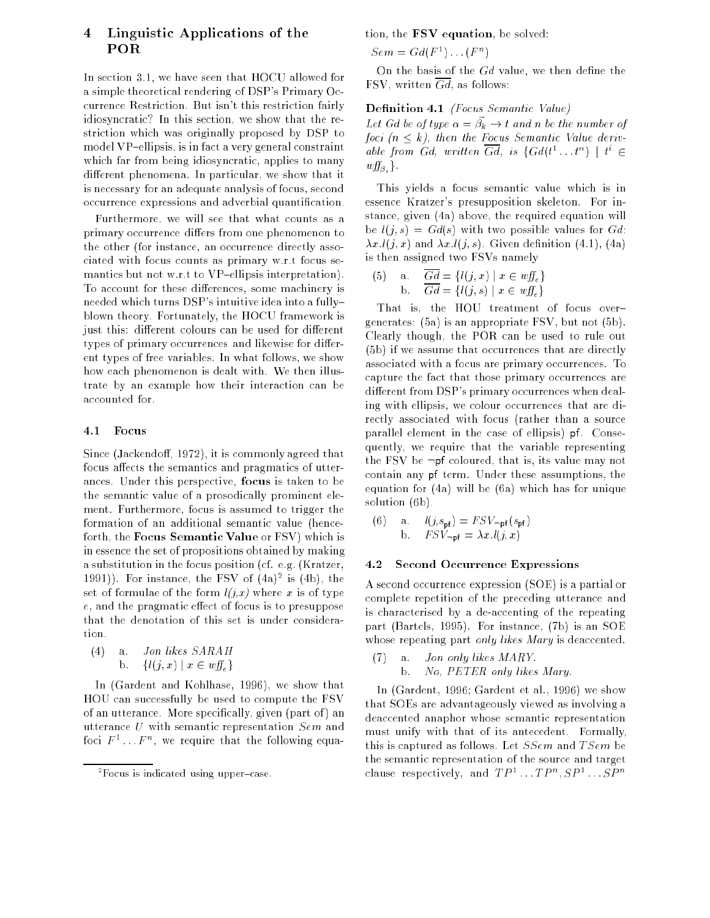## 4 Linguistic Applications of the POR

In section 3.1, we have seen that HOCU allowed for a simple theoretical rendering of DSP's Primary Occurrence Restriction. But isn't this restriction fairly idiosyncratic? In this section, we show that the restriction which was originally proposed by DSP to model VP–ellipsis, is in fact a very general constraint which far from being idiosyncratic, applies to many different phenomena. In particular, we show that it is necessary for an adequate analysis of focus, second occurrence expressions and adverbial quantification.

Furthermore, we will see that what counts as a primary occurrence differs from one phenomenon to the other (for instance, an occurrence directly associated with focus counts as primary w.r.t focus semantics but not w.r.t to VP–ellipsis interpretation). To account for these differences, some machinery is needed which turns DSP's intuitive idea into a fully–blown theory. Fortunately, the HOCU framework is just this: different colours can be used for different types of primary occurrences and likewise for different types of free variables. In what follows, we show how each phenomenon is dealt with. We then illustrate by an example how their interaction can be accounted for.

### 4.1 Focus

Since (Jackendoff, 1972), it is commonly agreed that focus affects the semantics and pragmatics of utterances. Under this perspective, **focus** is taken to be the semantic value of a prosodically prominent element. Furthermore, focus is assumed to trigger the formation of an additional semantic value (henceforth, the **Focus Semantic Value** or FSV) which is in essence the set of propositions obtained by making a substitution in the focus position (cf. e.g. (Kratzer, 1991)). For instance, the FSV of (4a)[2] is (4b), the set of formulae of the form $l(j,x)$ where $x$ is of type $e$, and the pragmatic effect of focus is to presuppose that the denotation of this set is under consideration.

(4) a. *Jon likes SARAH*
 b. $\{l(j,x) \mid x \in \mathit{wff}_e\}$

In (Gardent and Kohlhase, 1996), we show that HOU can successfully be used to compute the FSV of an utterance. More specifically, given (part of) an utterance $U$ with semantic representation $Sem$ and foci $F^1 \ldots F^n$, we require that the following equation, the **FSV equation**, be solved:

$Sem = Gd(F^1) \ldots (F^n)$

On the basis of the $Gd$ value, we then define the FSV, written $\overline{Gd}$, as follows:

**Definition 4.1** *(Focus Semantic Value)*
*Let $Gd$ be of type $\alpha = \vec{\beta_k} \rightarrow t$ and $n$ be the number of foci ($n \leq k$), then the Focus Semantic Value derivable from $Gd$, written $\overline{Gd}$, is $\{Gd(t^1 \ldots t^n) \mid t^i \in \mathit{wff}_{\beta_i}\}$.*

This yields a focus semantic value which is in essence Kratzer's presupposition skeleton. For instance, given (4a) above, the required equation will be $l(j,s) = Gd(s)$ with two possible values for $Gd$: $\lambda x.l(j,x)$ and $\lambda x.l(j,s)$. Given definition (4.1), (4a) is then assigned two FSVs namely

(5) a. $\overline{Gd} = \{l(j,x) \mid x \in \mathit{wff}_e\}$
 b. $\overline{Gd} = \{l(j,s) \mid x \in \mathit{wff}_e\}$

That is, the HOU treatment of focus over–generates: (5a) is an appropriate FSV, but not (5b). Clearly though, the POR can be used to rule out (5b) if we assume that occurrences that are directly associated with a focus are primary occurrences. To capture the fact that those primary occurrences are different from DSP's primary occurrences when dealing with ellipsis, we colour occurrences that are directly associated with focus (rather than a source parallel element in the case of ellipsis) pf. Consequently, we require that the variable representing the FSV be $\neg$pf coloured, that is, its value may not contain any pf term. Under these assumptions, the equation for (4a) will be (6a) which has for unique solution (6b).

(6) a. $l(j,s_{\mathsf{pf}}) = FSV_{\neg\mathsf{pf}}(s_{\mathsf{pf}})$
 b. $FSV_{\neg\mathsf{pf}} = \lambda x.l(j,x)$

### 4.2 Second Occurrence Expressions

A second occurrence expression (SOE) is a partial or complete repetition of the preceding utterance and is characterised by a de-accenting of the repeating part (Bartels, 1995). For instance, (7b) is an SOE whose repeating part *only likes Mary* is deaccented.

(7) a. *Jon only likes MARY.*
 b. *No, PETER only likes Mary.*

In (Gardent, 1996; Gardent et al., 1996) we show that SOEs are advantageously viewed as involving a deaccented anaphor whose semantic representation must unify with that of its antecedent. Formally, this is captured as follows. Let $SSem$ and $TSem$ be the semantic representation of the source and target clause respectively, and $TP^1 \ldots TP^n, SP^1 \ldots SP^n$

[2] Focus is indicated using upper–case.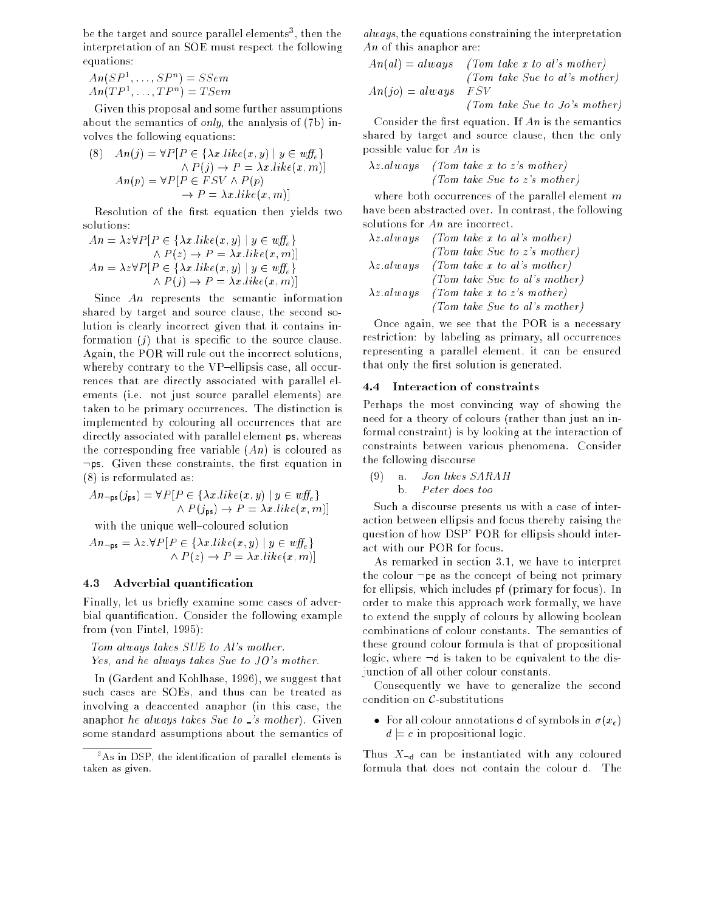be the target and source parallel elements[3], then the interpretation of an SOE must respect the following equations:

$$An(SP^1, \ldots, SP^n) = SSem$$
$$An(TP^1, \ldots, TP^n) = TSem$$

Given this proposal and some further assumptions about the semantics of *only*, the analysis of (7b) involves the following equations:

$$(8) \quad An(j) = \forall P[P \in \{\lambda x.like(x,y) \mid y \in \mathit{wff}_e\} \wedge P(j) \rightarrow P = \lambda x.like(x,m)]$$
$$An(p) = \forall P[P \in FSV \wedge P(p) \rightarrow P = \lambda x.like(x,m)]$$

Resolution of the first equation then yields two solutions:

$$An = \lambda z \forall P[P \in \{\lambda x.like(x,y) \mid y \in \mathit{wff}_e\} \wedge P(z) \rightarrow P = \lambda x.like(x,m)]$$
$$An = \lambda z \forall P[P \in \{\lambda x.like(x,y) \mid y \in \mathit{wff}_e\} \wedge P(j) \rightarrow P = \lambda x.like(x,m)]$$

Since $An$ represents the semantic information shared by target and source clause, the second solution is clearly incorrect given that it contains information ($j$) that is specific to the source clause. Again, the POR will rule out the incorrect solutions, whereby contrary to the VP–ellipsis case, all occurrences that are directly associated with parallel elements (i.e. not just source parallel elements) are taken to be primary occurrences. The distinction is implemented by colouring all occurrences that are directly associated with parallel element ps, whereas the corresponding free variable ($An$) is coloured as $\neg$ps. Given these constraints, the first equation in (8) is reformulated as:

$$An_{\neg ps}(j_{ps}) = \forall P[P \in \{\lambda x.like(x,y) \mid y \in \mathit{wff}_e\} \wedge P(j_{ps}) \rightarrow P = \lambda x.like(x,m)]$$

with the unique well–coloured solution

$$An_{\neg ps} = \lambda z.\forall P[P \in \{\lambda x.like(x,y) \mid y \in \mathit{wff}_e\} \wedge P(z) \rightarrow P = \lambda x.like(x,m)]$$

### 4.3 Adverbial quantification

Finally, let us briefly examine some cases of adverbial quantification. Consider the following example from (von Fintel, 1995):

*Tom always takes SUE to Al's mother.*
*Yes, and he always takes Sue to JO's mother.*

In (Gardent and Kohlhase, 1996), we suggest that such cases are SOEs, and thus can be treated as involving a deaccented anaphor (in this case, the anaphor *he always takes Sue to _'s mother*). Given some standard assumptions about the semantics of *always*, the equations constraining the interpretation $An$ of this anaphor are:

$An(al) = always$ *(Tom take x to al's mother)* *(Tom take Sue to al's mother)*
$An(jo) = always$ $FSV$ *(Tom take Sue to Jo's mother)*

Consider the first equation. If $An$ is the semantics shared by target and source clause, then the only possible value for $An$ is

$\lambda z.always$ *(Tom take x to z's mother)* *(Tom take Sue to z's mother)*

where both occurrences of the parallel element $m$ have been abstracted over. In contrast, the following solutions for $An$ are incorrect.

$\lambda z.always$ *(Tom take x to al's mother)* *(Tom take Sue to z's mother)*
$\lambda z.always$ *(Tom take x to al's mother)* *(Tom take Sue to al's mother)*
$\lambda z.always$ *(Tom take x to z's mother)* *(Tom take Sue to al's mother)*

Once again, we see that the POR is a necessary restriction: by labeling as primary, all occurrences representing a parallel element, it can be ensured that only the first solution is generated.

### 4.4 Interaction of constraints

Perhaps the most convincing way of showing the need for a theory of colours (rather than just an informal constraint) is by looking at the interaction of constraints between various phenomena. Consider the following discourse

(9) a. *Jon likes SARAH*
b. *Peter does too*

Such a discourse presents us with a case of interaction between ellipsis and focus thereby raising the question of how DSP' POR for ellipsis should interact with our POR for focus.

As remarked in section 3.1, we have to interpret the colour $\neg$pe as the concept of being not primary for ellipsis, which includes pf (primary for focus). In order to make this approach work formally, we have to extend the supply of colours by allowing boolean combinations of colour constants. The semantics of these ground colour formula is that of propositional logic, where $\neg$d is taken to be equivalent to the disjunction of all other colour constants.

Consequently we have to generalize the second condition on $\mathcal{C}$-substitutions

- For all colour annotations d of symbols in $\sigma(x_c)$ $d \models c$ in propositional logic.

Thus $X_{\neg d}$ can be instantiated with any coloured formula that does not contain the colour d. The

[3] As in DSP, the identification of parallel elements is taken as given.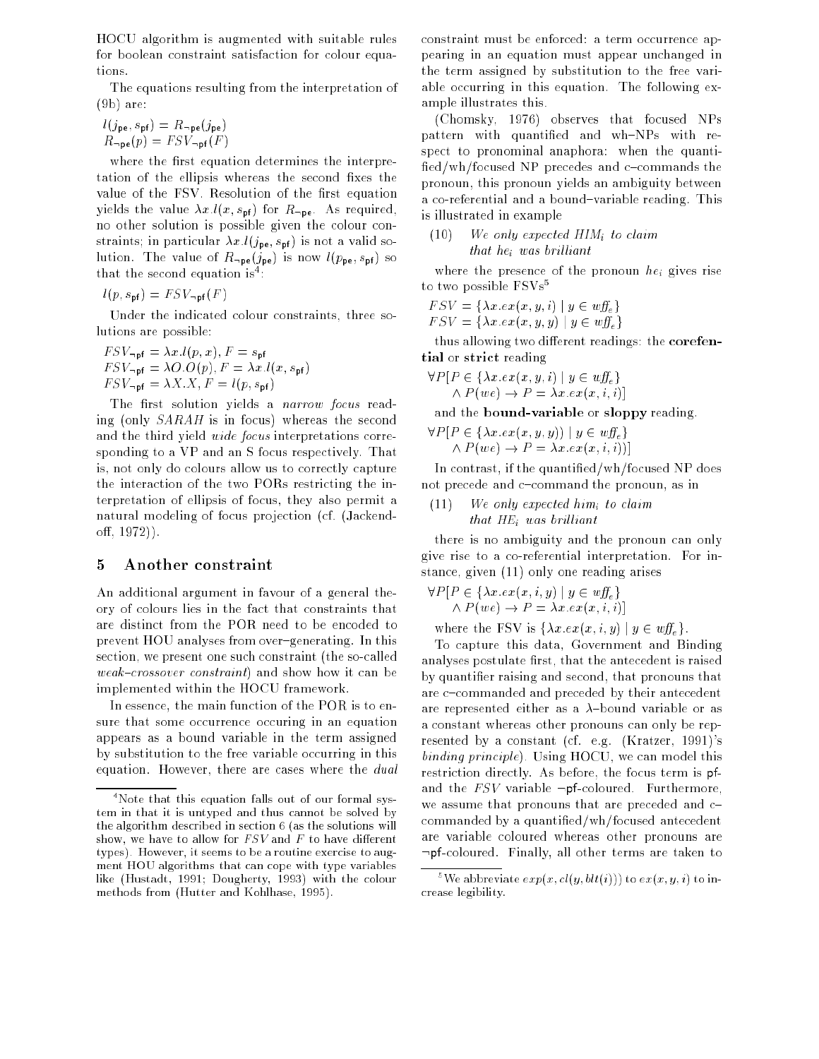HOCU algorithm is augmented with suitable rules for boolean constraint satisfaction for colour equations.

The equations resulting from the interpretation of (9b) are:

$$l(j_{\mathsf{pe}}, s_{\mathsf{pf}}) = R_{\neg\mathsf{pe}}(j_{\mathsf{pe}})$$
$$R_{\neg\mathsf{pe}}(p) = FSV_{\neg\mathsf{pf}}(F)$$

where the first equation determines the interpretation of the ellipsis whereas the second fixes the value of the FSV. Resolution of the first equation yields the value $\lambda x.l(x, s_{\mathsf{pf}})$ for $R_{\neg\mathsf{pe}}$. As required, no other solution is possible given the colour constraints; in particular $\lambda x.l(j_{\mathsf{pe}}, s_{\mathsf{pf}})$ is not a valid solution. The value of $R_{\neg\mathsf{pe}}(j_{\mathsf{pe}})$ is now $l(p_{\mathsf{pe}}, s_{\mathsf{pf}})$ so that the second equation is[4]:

$$l(p, s_{\mathsf{pf}}) = FSV_{\neg\mathsf{pf}}(F)$$

Under the indicated colour constraints, three solutions are possible:

$$FSV_{\neg\mathsf{pf}} = \lambda x.l(p, x), F = s_{\mathsf{pf}}$$
$$FSV_{\neg\mathsf{pf}} = \lambda O.O(p), F = \lambda x.l(x, s_{\mathsf{pf}})$$
$$FSV_{\neg\mathsf{pf}} = \lambda X.X, F = l(p, s_{\mathsf{pf}})$$

The first solution yields a *narrow focus* reading (only *SARAH* is in focus) whereas the second and the third yield *wide focus* interpretations corresponding to a VP and an S focus respectively. That is, not only do colours allow us to correctly capture the interaction of the two PORs restricting the interpretation of ellipsis of focus, they also permit a natural modeling of focus projection (cf. (Jackendoff, 1972)).

## 5 Another constraint

An additional argument in favour of a general theory of colours lies in the fact that constraints that are distinct from the POR need to be encoded to prevent HOU analyses from over–generating. In this section, we present one such constraint (the so-called *weak–crossover constraint*) and show how it can be implemented within the HOCU framework.

In essence, the main function of the POR is to ensure that some occurrence occuring in an equation appears as a bound variable in the term assigned by substitution to the free variable occurring in this equation. However, there are cases where the *dual* constraint must be enforced: a term occurrence appearing in an equation must appear unchanged in the term assigned by substitution to the free variable occurring in this equation. The following example illustrates this.

(Chomsky, 1976) observes that focused NPs pattern with quantified and wh–NPs with respect to pronominal anaphora: when the quantified/wh/focused NP precedes and c–commands the pronoun, this pronoun yields an ambiguity between a co-referential and a bound–variable reading. This is illustrated in example

(10) *We only expected HIM$_i$ to claim that he$_i$ was brilliant*

where the presence of the pronoun *he$_i$* gives rise to two possible FSVs[5]

$$FSV = \{\lambda x.ex(x, y, i) \mid y \in \mathit{wff}_e\}$$
$$FSV = \{\lambda x.ex(x, y, y) \mid y \in \mathit{wff}_e\}$$

thus allowing two different readings: the **corefential** or **strict** reading

$$\forall P[P \in \{\lambda x.ex(x, y, i) \mid y \in \mathit{wff}_e\} \wedge P(we) \rightarrow P = \lambda x.ex(x, i, i)]$$

and the **bound-variable** or **sloppy** reading.

$$\forall P[P \in \{\lambda x.ex(x, y, y)) \mid y \in \mathit{wff}_e\} \wedge P(we) \rightarrow P = \lambda x.ex(x, i, i))]$$

In contrast, if the quantified/wh/focused NP does not precede and c–command the pronoun, as in

(11) *We only expected him$_i$ to claim that HE$_i$ was brilliant*

there is no ambiguity and the pronoun can only give rise to a co-referential interpretation. For instance, given (11) only one reading arises

$$\forall P[P \in \{\lambda x.ex(x, i, y) \mid y \in \mathit{wff}_e\} \wedge P(we) \rightarrow P = \lambda x.ex(x, i, i)]$$

where the FSV is $\{\lambda x.ex(x, i, y) \mid y \in \mathit{wff}_e\}$.

To capture this data, Government and Binding analyses postulate first, that the antecedent is raised by quantifier raising and second, that pronouns that are c–commanded and preceded by their antecedent are represented either as a $\lambda$–bound variable or as a constant whereas other pronouns can only be represented by a constant (cf. e.g. (Kratzer, 1991)'s *binding principle*). Using HOCU, we can model this restriction directly. As before, the focus term is pf- and the $FSV$ variable $\neg$pf-coloured. Furthermore, we assume that pronouns that are preceded and c–commanded by a quantified/wh/focused antecedent are variable coloured whereas other pronouns are $\neg$pf-coloured. Finally, all other terms are taken to

[4] Note that this equation falls out of our formal system in that it is untyped and thus cannot be solved by the algorithm described in section 6 (as the solutions will show, we have to allow for $FSV$ and $F$ to have different types). However, it seems to be a routine exercise to augment HOU algorithms that can cope with type variables like (Hustadt, 1991; Dougherty, 1993) with the colour methods from (Hutter and Kohlhase, 1995).

[5] We abbreviate $exp(x, cl(y, blt(i)))$ to $ex(x, y, i)$ to increase legibility.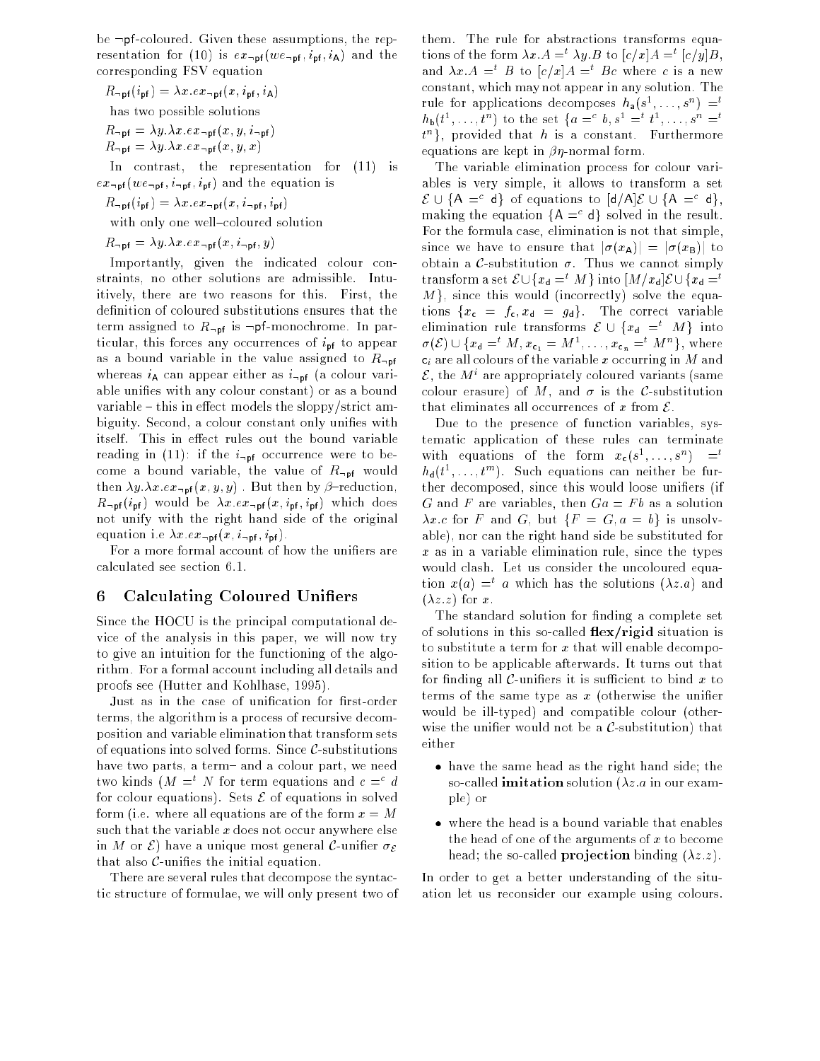be $\neg\mathsf{pf}$-coloured. Given these assumptions, the representation for (10) is $ex_{\neg\mathsf{pf}}(we_{\neg\mathsf{pf}}, i_{\mathsf{pf}}, i_{\mathsf{A}})$ and the corresponding FSV equation

$$R_{\neg\mathsf{pf}}(i_{\mathsf{pf}}) = \lambda x.ex_{\neg\mathsf{pf}}(x, i_{\mathsf{pf}}, i_{\mathsf{A}})$$

has two possible solutions

$$R_{\neg\mathsf{pf}} = \lambda y.\lambda x.ex_{\neg\mathsf{pf}}(x, y, i_{\neg\mathsf{pf}})$$
$$R_{\neg\mathsf{pf}} = \lambda y.\lambda x.ex_{\neg\mathsf{pf}}(x, y, x)$$

In contrast, the representation for (11) is $ex_{\neg\mathsf{pf}}(we_{\neg\mathsf{pf}}, i_{\neg\mathsf{pf}}, i_{\mathsf{pf}})$ and the equation is

$$R_{\neg\mathsf{pf}}(i_{\mathsf{pf}}) = \lambda x.ex_{\neg\mathsf{pf}}(x, i_{\neg\mathsf{pf}}, i_{\mathsf{pf}})$$

with only one well–coloured solution

$$R_{\neg\mathsf{pf}} = \lambda y.\lambda x.ex_{\neg\mathsf{pf}}(x, i_{\neg\mathsf{pf}}, y)$$

Importantly, given the indicated colour constraints, no other solutions are admissible. Intuitively, there are two reasons for this. First, the definition of coloured substitutions ensures that the term assigned to $R_{\neg\mathsf{pf}}$ is $\neg\mathsf{pf}$-monochrome. In particular, this forces any occurrences of $i_{\mathsf{pf}}$ to appear as a bound variable in the value assigned to $R_{\neg\mathsf{pf}}$ whereas $i_{\mathsf{A}}$ can appear either as $i_{\neg\mathsf{pf}}$ (a colour variable unifies with any colour constant) or as a bound variable – this in effect models the sloppy/strict ambiguity. Second, a colour constant only unifies with itself. This in effect rules out the bound variable reading in (11): if the $i_{\neg\mathsf{pf}}$ occurrence were to become a bound variable, the value of $R_{\neg\mathsf{pf}}$ would then $\lambda y.\lambda x.ex_{\neg\mathsf{pf}}(x, y, y)$ . But then by $\beta$–reduction, $R_{\neg\mathsf{pf}}(i_{\mathsf{pf}})$ would be $\lambda x.ex_{\neg\mathsf{pf}}(x, i_{\mathsf{pf}}, i_{\mathsf{pf}})$ which does not unify with the right hand side of the original equation i.e $\lambda x.ex_{\neg\mathsf{pf}}(x, i_{\neg\mathsf{pf}}, i_{\mathsf{pf}})$.

For a more formal account of how the unifiers are calculated see section 6.1.

## 6 Calculating Coloured Unifiers

Since the HOCU is the principal computational device of the analysis in this paper, we will now try to give an intuition for the functioning of the algorithm. For a formal account including all details and proofs see (Hutter and Kohlhase, 1995).

Just as in the case of unification for first-order terms, the algorithm is a process of recursive decomposition and variable elimination that transform sets of equations into solved forms. Since $\mathcal{C}$-substitutions have two parts, a term– and a colour part, we need two kinds ($M =^t N$ for term equations and $c =^c d$ for colour equations). Sets $\mathcal{E}$ of equations in solved form (i.e. where all equations are of the form $x = M$ such that the variable $x$ does not occur anywhere else in $M$ or $\mathcal{E}$) have a unique most general $\mathcal{C}$-unifier $\sigma_{\mathcal{E}}$ that also $\mathcal{C}$-unifies the initial equation.

There are several rules that decompose the syntactic structure of formulae, we will only present two of them. The rule for abstractions transforms equations of the form $\lambda x.A =^t \lambda y.B$ to $[c/x]A =^t [c/y]B$, and $\lambda x.A =^t B$ to $[c/x]A =^t Bc$ where $c$ is a new constant, which may not appear in any solution. The rule for applications decomposes $h_{\mathsf{a}}(s^1, \ldots, s^n) =^t h_{\mathsf{b}}(t^1, \ldots, t^n)$ to the set $\{a =^c b, s^1 =^t t^1, \ldots, s^n =^t t^n\}$, provided that $h$ is a constant. Furthermore equations are kept in $\beta\eta$-normal form.

The variable elimination process for colour variables is very simple, it allows to transform a set $\mathcal{E} \cup \{\mathsf{A} =^c \mathsf{d}\}$ of equations to $[\mathsf{d}/\mathsf{A}]\mathcal{E} \cup \{\mathsf{A} =^c \mathsf{d}\}$, making the equation $\{\mathsf{A} =^c \mathsf{d}\}$ solved in the result. For the formula case, elimination is not that simple, since we have to ensure that $|\sigma(x_{\mathsf{A}})| = |\sigma(x_{\mathsf{B}})|$ to obtain a $\mathcal{C}$-substitution $\sigma$. Thus we cannot simply transform a set $\mathcal{E} \cup \{x_{\mathsf{d}} =^t M\}$ into $[M/x_{\mathsf{d}}]\mathcal{E} \cup \{x_{\mathsf{d}} =^t M\}$, since this would (incorrectly) solve the equations $\{x_{\mathsf{c}} = f_{\mathsf{c}}, x_{\mathsf{d}} = g_{\mathsf{d}}\}$. The correct variable elimination rule transforms $\mathcal{E} \cup \{x_{\mathsf{d}} =^t M\}$ into $\sigma(\mathcal{E}) \cup \{x_{\mathsf{d}} =^t M, x_{\mathsf{c}_1} = M^1, \ldots, x_{\mathsf{c}_n} =^t M^n\}$, where $\mathsf{c}_i$ are all colours of the variable $x$ occurring in $M$ and $\mathcal{E}$, the $M^i$ are appropriately coloured variants (same colour erasure) of $M$, and $\sigma$ is the $\mathcal{C}$-substitution that eliminates all occurrences of $x$ from $\mathcal{E}$.

Due to the presence of function variables, systematic application of these rules can terminate with equations of the form $x_{\mathsf{c}}(s^1, \ldots, s^n) =^t h_{\mathsf{d}}(t^1, \ldots, t^m)$. Such equations can neither be further decomposed, since this would loose unifiers (if $G$ and $F$ are variables, then $Ga = Fb$ as a solution $\lambda x.c$ for $F$ and $G$, but $\{F = G, a = b\}$ is unsolvable), nor can the right hand side be substituted for $x$ as in a variable elimination rule, since the types would clash. Let us consider the uncoloured equation $x(a) =^t a$ which has the solutions $(\lambda z.a)$ and $(\lambda z.z)$ for $x$.

The standard solution for finding a complete set of solutions in this so-called **flex/rigid** situation is to substitute a term for $x$ that will enable decomposition to be applicable afterwards. It turns out that for finding all $\mathcal{C}$-unifiers it is sufficient to bind $x$ to terms of the same type as $x$ (otherwise the unifier would be ill-typed) and compatible colour (otherwise the unifier would not be a $\mathcal{C}$-substitution) that either

- have the same head as the right hand side; the so-called **imitation** solution ($\lambda z.a$ in our example) or
- where the head is a bound variable that enables the head of one of the arguments of $x$ to become head; the so-called **projection** binding ($\lambda z.z$).

In order to get a better understanding of the situation let us reconsider our example using colours.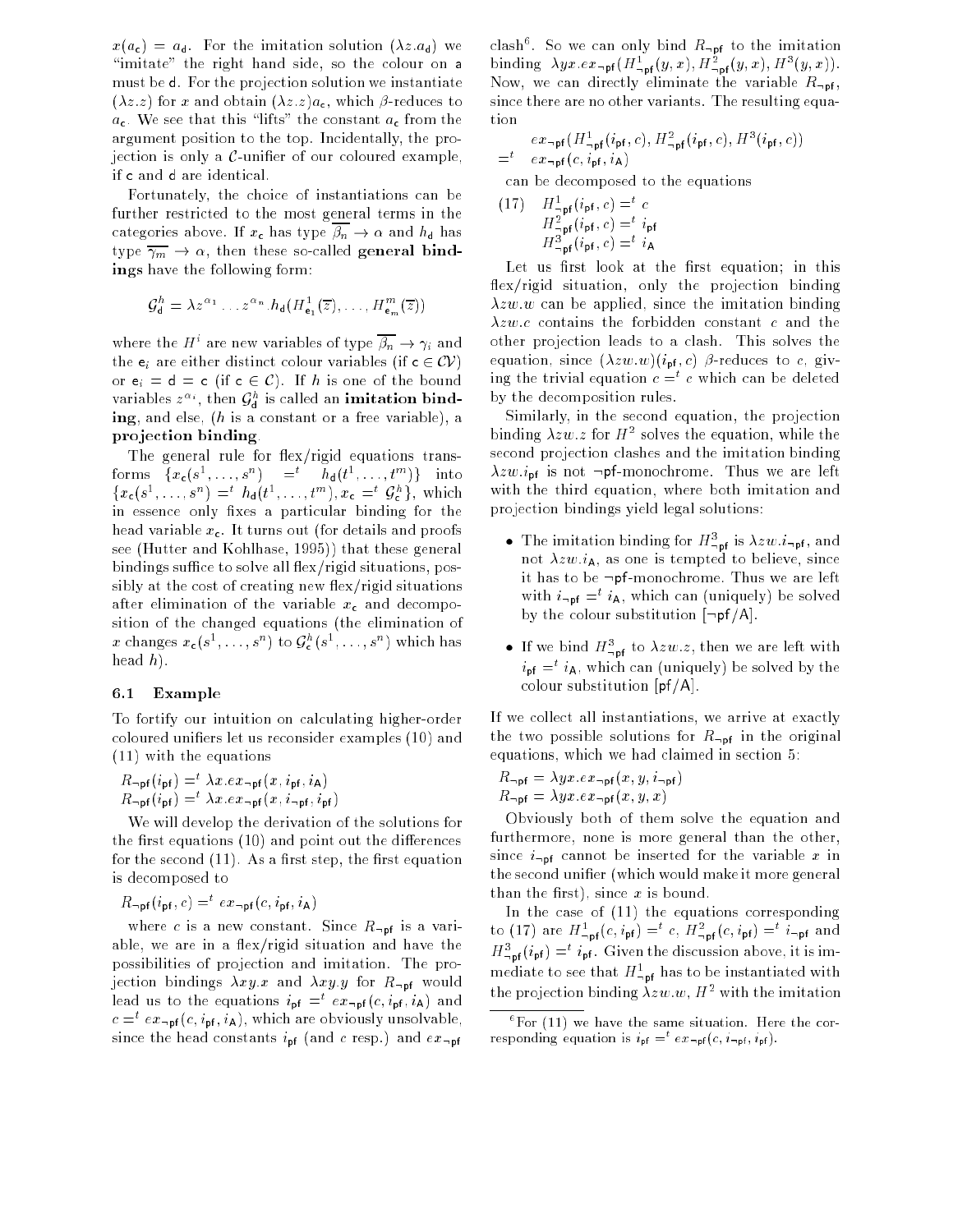$x(a_{\mathsf{c}}) = a_{\mathsf{d}}$. For the imitation solution $(\lambda z.a_{\mathsf{d}})$ we "imitate" the right hand side, so the colour on a must be d. For the projection solution we instantiate $(\lambda z.z)$ for $x$ and obtain $(\lambda z.z)a_{\mathsf{c}}$, which $\beta$-reduces to $a_{\mathsf{c}}$. We see that this "lifts" the constant $a_{\mathsf{c}}$ from the argument position to the top. Incidentally, the projection is only a $\mathcal{C}$-unifier of our coloured example, if c and d are identical.

Fortunately, the choice of instantiations can be further restricted to the most general terms in the categories above. If $x_{\mathsf{c}}$ has type $\overline{\beta_n} \to \alpha$ and $h_{\mathsf{d}}$ has type $\overline{\gamma_m} \to \alpha$, then these so-called **general bindings** have the following form:

$$\mathcal{G}^h_{\mathsf{d}} = \lambda z^{\alpha_1} \ldots z^{\alpha_n}.h_{\mathsf{d}}(H^1_{\mathsf{e}_1}(\overline{z}), \ldots, H^m_{\mathsf{e}_m}(\overline{z}))$$

where the $H^i$ are new variables of type $\overline{\beta_n} \to \gamma_i$ and the $\mathsf{e}_i$ are either distinct colour variables (if $\mathsf{c} \in \mathcal{CV}$) or $\mathsf{e}_i = \mathsf{d} = \mathsf{c}$ (if $\mathsf{c} \in \mathcal{C}$). If $h$ is one of the bound variables $z^{\alpha_i}$, then $\mathcal{G}^h_{\mathsf{d}}$ is called an **imitation binding**, and else, ($h$ is a constant or a free variable), a **projection binding**.

The general rule for flex/rigid equations transforms $\{x_{\mathsf{c}}(s^1, \ldots, s^n) =^t h_{\mathsf{d}}(t^1, \ldots, t^m)\}$ into $\{x_{\mathsf{c}}(s^1, \ldots, s^n) =^t h_{\mathsf{d}}(t^1, \ldots, t^m), x_{\mathsf{c}} =^t \mathcal{G}^h_{\mathsf{c}}\}$, which in essence only fixes a particular binding for the head variable $x_{\mathsf{c}}$. It turns out (for details and proofs see (Hutter and Kohlhase, 1995)) that these general bindings suffice to solve all flex/rigid situations, possibly at the cost of creating new flex/rigid situations after elimination of the variable $x_{\mathsf{c}}$ and decomposition of the changed equations (the elimination of $x$ changes $x_{\mathsf{c}}(s^1, \ldots, s^n)$ to $\mathcal{G}^h_{\mathsf{c}}(s^1, \ldots, s^n)$ which has head $h$).

### 6.1 Example

To fortify our intuition on calculating higher-order coloured unifiers let us reconsider examples (10) and (11) with the equations

$$R_{\neg\mathsf{pf}}(i_{\mathsf{pf}}) =^t \lambda x.ex_{\neg\mathsf{pf}}(x, i_{\mathsf{pf}}, i_{\mathsf{A}})$$
$$R_{\neg\mathsf{pf}}(i_{\mathsf{pf}}) =^t \lambda x.ex_{\neg\mathsf{pf}}(x, i_{\neg\mathsf{pf}}, i_{\mathsf{pf}})$$

We will develop the derivation of the solutions for the first equations (10) and point out the differences for the second (11). As a first step, the first equation is decomposed to

$$R_{\neg\mathsf{pf}}(i_{\mathsf{pf}}, c) =^t ex_{\neg\mathsf{pf}}(c, i_{\mathsf{pf}}, i_{\mathsf{A}})$$

where $c$ is a new constant. Since $R_{\neg\mathsf{pf}}$ is a variable, we are in a flex/rigid situation and have the possibilities of projection and imitation. The projection bindings $\lambda xy.x$ and $\lambda xy.y$ for $R_{\neg\mathsf{pf}}$ would lead us to the equations $i_{\mathsf{pf}} =^t ex_{\neg\mathsf{pf}}(c, i_{\mathsf{pf}}, i_{\mathsf{A}})$ and $c =^t ex_{\neg\mathsf{pf}}(c, i_{\mathsf{pf}}, i_{\mathsf{A}})$, which are obviously unsolvable, since the head constants $i_{\mathsf{pf}}$ (and $c$ resp.) and $ex_{\neg\mathsf{pf}}$ clash[6]. So we can only bind $R_{\neg\mathsf{pf}}$ to the imitation binding $\lambda yx.ex_{\neg\mathsf{pf}}(H^1_{\neg\mathsf{pf}}(y,x), H^2_{\neg\mathsf{pf}}(y,x), H^3(y,x))$. Now, we can directly eliminate the variable $R_{\neg\mathsf{pf}}$, since there are no other variants. The resulting equation

$$ex_{\neg\mathsf{pf}}(H^1_{\neg\mathsf{pf}}(i_{\mathsf{pf}}, c), H^2_{\neg\mathsf{pf}}(i_{\mathsf{pf}}, c), H^3(i_{\mathsf{pf}}, c))$$
$$=^t \quad ex_{\neg\mathsf{pf}}(c, i_{\mathsf{pf}}, i_{\mathsf{A}})$$

can be decomposed to the equations

$$\text{(17)} \quad \begin{array}{l} H^1_{\neg\mathsf{pf}}(i_{\mathsf{pf}}, c) =^t c \\ H^2_{\neg\mathsf{pf}}(i_{\mathsf{pf}}, c) =^t i_{\mathsf{pf}} \\ H^3_{\neg\mathsf{pf}}(i_{\mathsf{pf}}, c) =^t i_{\mathsf{A}} \end{array}$$

Let us first look at the first equation; in this flex/rigid situation, only the projection binding $\lambda zw.w$ can be applied, since the imitation binding $\lambda zw.c$ contains the forbidden constant $c$ and the other projection leads to a clash. This solves the equation, since $(\lambda zw.w)(i_{\mathsf{pf}}, c)$ $\beta$-reduces to $c$, giving the trivial equation $c =^t c$ which can be deleted by the decomposition rules.

Similarly, in the second equation, the projection binding $\lambda zw.z$ for $H^2$ solves the equation, while the second projection clashes and the imitation binding $\lambda zw.i_{\mathsf{pf}}$ is not $\neg\mathsf{pf}$-monochrome. Thus we are left with the third equation, where both imitation and projection bindings yield legal solutions:

- The imitation binding for $H^3_{\neg\mathsf{pf}}$ is $\lambda zw.i_{\neg\mathsf{pf}}$, and not $\lambda zw.i_{\mathsf{A}}$, as one is tempted to believe, since it has to be $\neg\mathsf{pf}$-monochrome. Thus we are left with $i_{\neg\mathsf{pf}} =^t i_{\mathsf{A}}$, which can (uniquely) be solved by the colour substitution $[\neg\mathsf{pf}/\mathsf{A}]$.

- If we bind $H^3_{\neg\mathsf{pf}}$ to $\lambda zw.z$, then we are left with $i_{\mathsf{pf}} =^t i_{\mathsf{A}}$, which can (uniquely) be solved by the colour substitution $[\mathsf{pf}/\mathsf{A}]$.

If we collect all instantiations, we arrive at exactly the two possible solutions for $R_{\neg\mathsf{pf}}$ in the original equations, which we had claimed in section 5:

$$R_{\neg\mathsf{pf}} = \lambda yx.ex_{\neg\mathsf{pf}}(x, y, i_{\neg\mathsf{pf}})$$
$$R_{\neg\mathsf{pf}} = \lambda yx.ex_{\neg\mathsf{pf}}(x, y, x)$$

Obviously both of them solve the equation and furthermore, none is more general than the other, since $i_{\neg\mathsf{pf}}$ cannot be inserted for the variable $x$ in the second unifier (which would make it more general than the first), since $x$ is bound.

In the case of (11) the equations corresponding to (17) are $H^1_{\neg\mathsf{pf}}(c, i_{\mathsf{pf}}) =^t c$, $H^2_{\neg\mathsf{pf}}(c, i_{\mathsf{pf}}) =^t i_{\neg\mathsf{pf}}$ and $H^3_{\neg\mathsf{pf}}(i_{\mathsf{pf}}) =^t i_{\mathsf{pf}}$. Given the discussion above, it is immediate to see that $H^1_{\neg\mathsf{pf}}$ has to be instantiated with the projection binding $\lambda zw.w$, $H^2$ with the imitation

[6] For (11) we have the same situation. Here the corresponding equation is $i_{\mathsf{pf}} =^t ex_{\neg\mathsf{pf}}(c, i_{\neg\mathsf{pf}}, i_{\mathsf{pf}})$.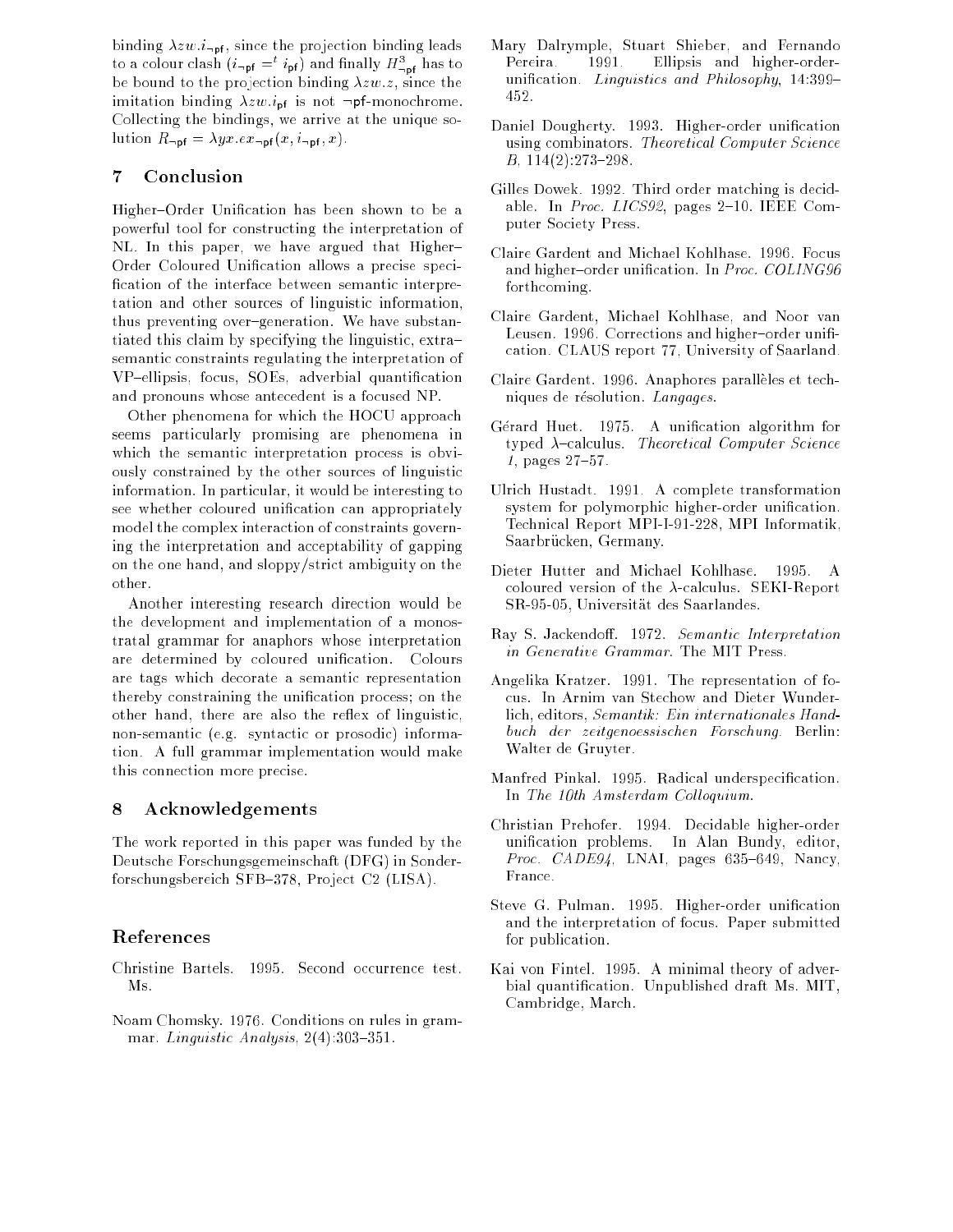binding $\lambda zw.i_{\neg \mathsf{pf}}$, since the projection binding leads to a colour clash ($i_{\neg \mathsf{pf}} =^t i_{\mathsf{pf}}$) and finally $H^3_{\neg \mathsf{pf}}$ has to be bound to the projection binding $\lambda zw.z$, since the imitation binding $\lambda zw.i_{\mathsf{pf}}$ is not $\neg$pf-monochrome. Collecting the bindings, we arrive at the unique solution $R_{\neg \mathsf{pf}} = \lambda yx.ex_{\neg \mathsf{pf}}(x, i_{\neg \mathsf{pf}}, x)$.

## 7 Conclusion

Higher–Order Unification has been shown to be a powerful tool for constructing the interpretation of NL. In this paper, we have argued that Higher–Order Coloured Unification allows a precise specification of the interface between semantic interpretation and other sources of linguistic information, thus preventing over–generation. We have substantiated this claim by specifying the linguistic, extra–semantic constraints regulating the interpretation of VP–ellipsis, focus, SOEs, adverbial quantification and pronouns whose antecedent is a focused NP.

Other phenomena for which the HOCU approach seems particularly promising are phenomena in which the semantic interpretation process is obviously constrained by the other sources of linguistic information. In particular, it would be interesting to see whether coloured unification can appropriately model the complex interaction of constraints governing the interpretation and acceptability of gapping on the one hand, and sloppy/strict ambiguity on the other.

Another interesting research direction would be the development and implementation of a monostratal grammar for anaphors whose interpretation are determined by coloured unification. Colours are tags which decorate a semantic representation thereby constraining the unification process; on the other hand, there are also the reflex of linguistic, non-semantic (e.g. syntactic or prosodic) information. A full grammar implementation would make this connection more precise.

## 8 Acknowledgements

The work reported in this paper was funded by the Deutsche Forschungsgemeinschaft (DFG) in Sonderforschungsbereich SFB–378, Project C2 (LISA).

## References

Christine Bartels. 1995. Second occurrence test. Ms.

Noam Chomsky. 1976. Conditions on rules in grammar. *Linguistic Analysis*, 2(4):303–351.

Mary Dalrymple, Stuart Shieber, and Fernando Pereira. 1991. Ellipsis and higher-order-unification. *Linguistics and Philosophy*, 14:399–452.

Daniel Dougherty. 1993. Higher-order unification using combinators. *Theoretical Computer Science B*, 114(2):273–298.

Gilles Dowek. 1992. Third order matching is decidable. In *Proc. LICS92*, pages 2–10. IEEE Computer Society Press.

Claire Gardent and Michael Kohlhase. 1996. Focus and higher–order unification. In *Proc. COLING96* forthcoming.

Claire Gardent, Michael Kohlhase, and Noor van Leusen. 1996. Corrections and higher–order unification. CLAUS report 77, University of Saarland.

Claire Gardent. 1996. Anaphores parallèles et techniques de résolution. *Langages*.

Gérard Huet. 1975. A unification algorithm for typed λ–calculus. *Theoretical Computer Science 1*, pages 27–57.

Ulrich Hustadt. 1991. A complete transformation system for polymorphic higher-order unification. Technical Report MPI-I-91-228, MPI Informatik, Saarbrücken, Germany.

Dieter Hutter and Michael Kohlhase. 1995. A coloured version of the λ-calculus. SEKI-Report SR-95-05, Universität des Saarlandes.

Ray S. Jackendoff. 1972. *Semantic Interpretation in Generative Grammar*. The MIT Press.

Angelika Kratzer. 1991. The representation of focus. In Arnim van Stechow and Dieter Wunderlich, editors, *Semantik: Ein internationales Handbuch der zeitgenoessischen Forschung*. Berlin: Walter de Gruyter.

Manfred Pinkal. 1995. Radical underspecification. In *The 10th Amsterdam Colloquium*.

Christian Prehofer. 1994. Decidable higher-order unification problems. In Alan Bundy, editor, *Proc. CADE94*, LNAI, pages 635–649, Nancy, France.

Steve G. Pulman. 1995. Higher-order unification and the interpretation of focus. Paper submitted for publication.

Kai von Fintel. 1995. A minimal theory of adverbial quantification. Unpublished draft Ms. MIT, Cambridge, March.